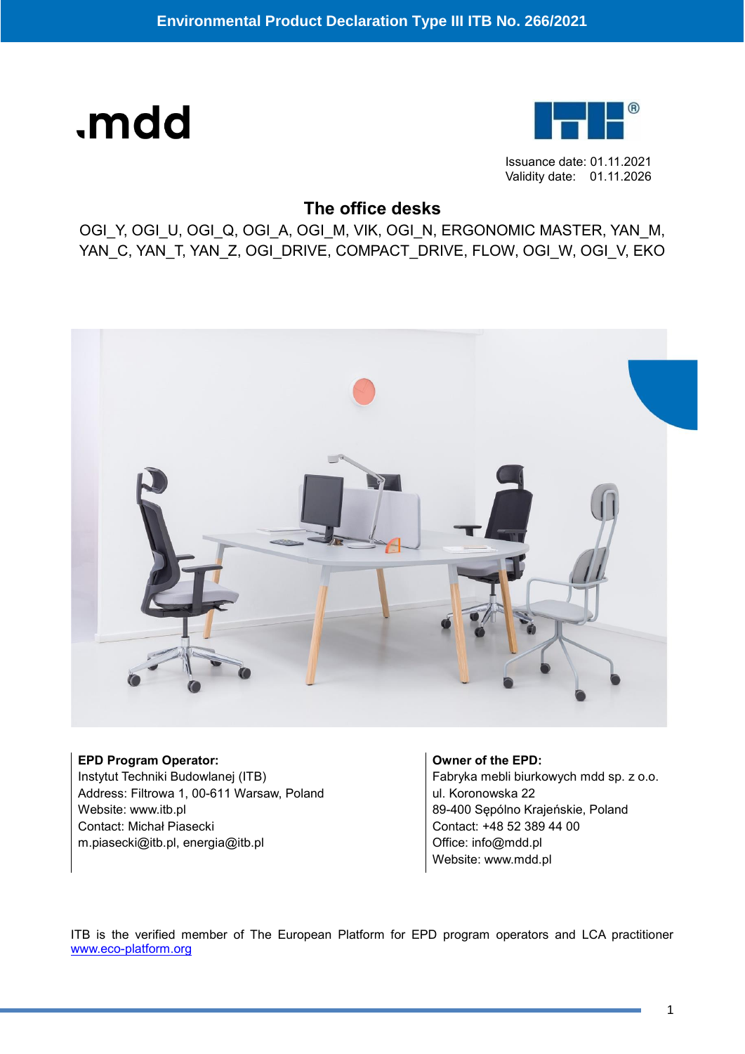# Environmental Product Declaration Type III ITB No. 266/2021

.mdd

Issuance date: 01.11.2021
Validity date: 01.11.2026

## The office desks

OGI_Y, OGI_U, OGI_Q, OGI_A, OGI_M, VIK, OGI_N, ERGONOMIC MASTER, YAN_M, YAN_C, YAN_T, YAN_Z, OGI_DRIVE, COMPACT_DRIVE, FLOW, OGI_W, OGI_V, EKO

**EPD Program Operator:**
Instytut Techniki Budowlanej (ITB)
Address: Filtrowa 1, 00-611 Warsaw, Poland
Website: www.itb.pl
Contact: Michał Piasecki
m.piasecki@itb.pl, energia@itb.pl

**Owner of the EPD:**
Fabryka mebli biurkowych mdd sp. z o.o.
ul. Koronowska 22
89-400 Sępólno Krajeńskie, Poland
Contact: +48 52 389 44 00
Office: info@mdd.pl
Website: www.mdd.pl

ITB is the verified member of The European Platform for EPD program operators and LCA practitioner [www.eco-platform.org](http://www.eco-platform.org)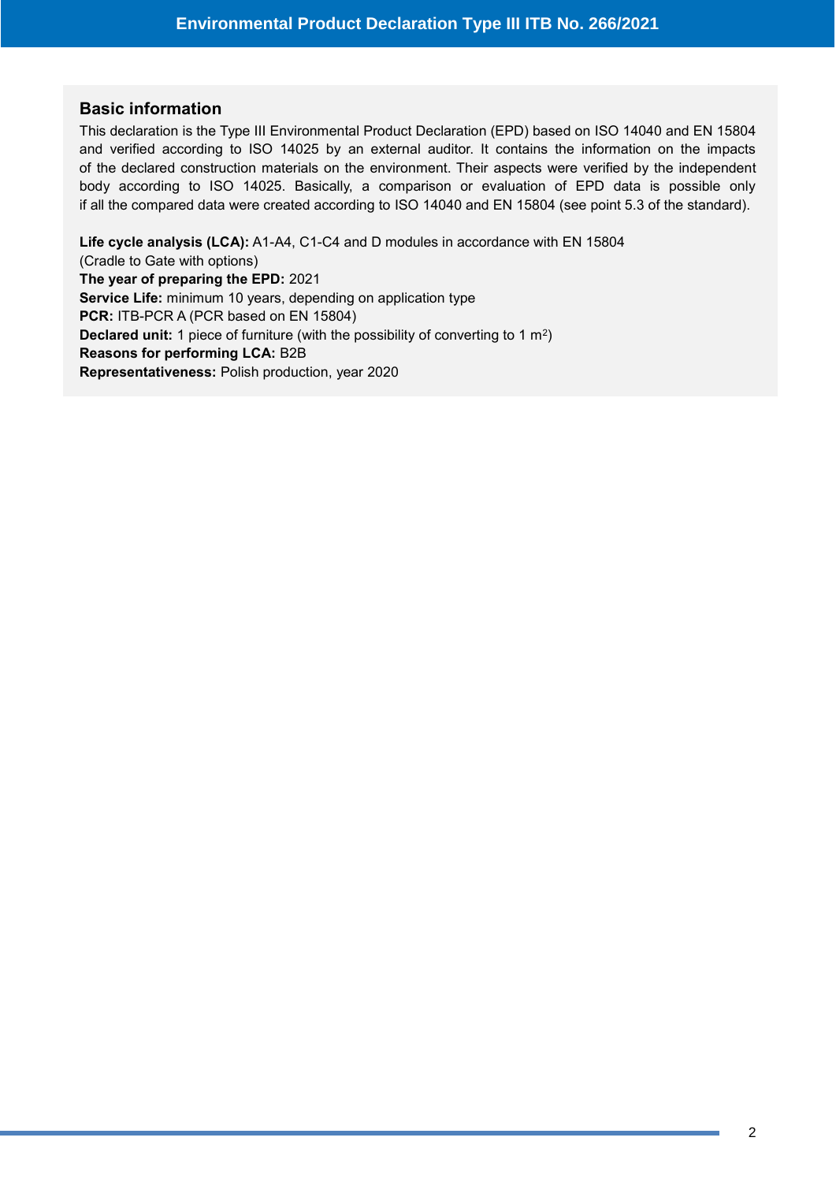## Basic information

This declaration is the Type III Environmental Product Declaration (EPD) based on ISO 14040 and EN 15804 and verified according to ISO 14025 by an external auditor. It contains the information on the impacts of the declared construction materials on the environment. Their aspects were verified by the independent body according to ISO 14025. Basically, a comparison or evaluation of EPD data is possible only if all the compared data were created according to ISO 14040 and EN 15804 (see point 5.3 of the standard).

**Life cycle analysis (LCA):** A1-A4, C1-C4 and D modules in accordance with EN 15804
(Cradle to Gate with options)
**The year of preparing the EPD:** 2021
**Service Life:** minimum 10 years, depending on application type
**PCR:** ITB-PCR A (PCR based on EN 15804)
**Declared unit:** 1 piece of furniture (with the possibility of converting to 1 $m^2$)
**Reasons for performing LCA:** B2B
**Representativeness:** Polish production, year 2020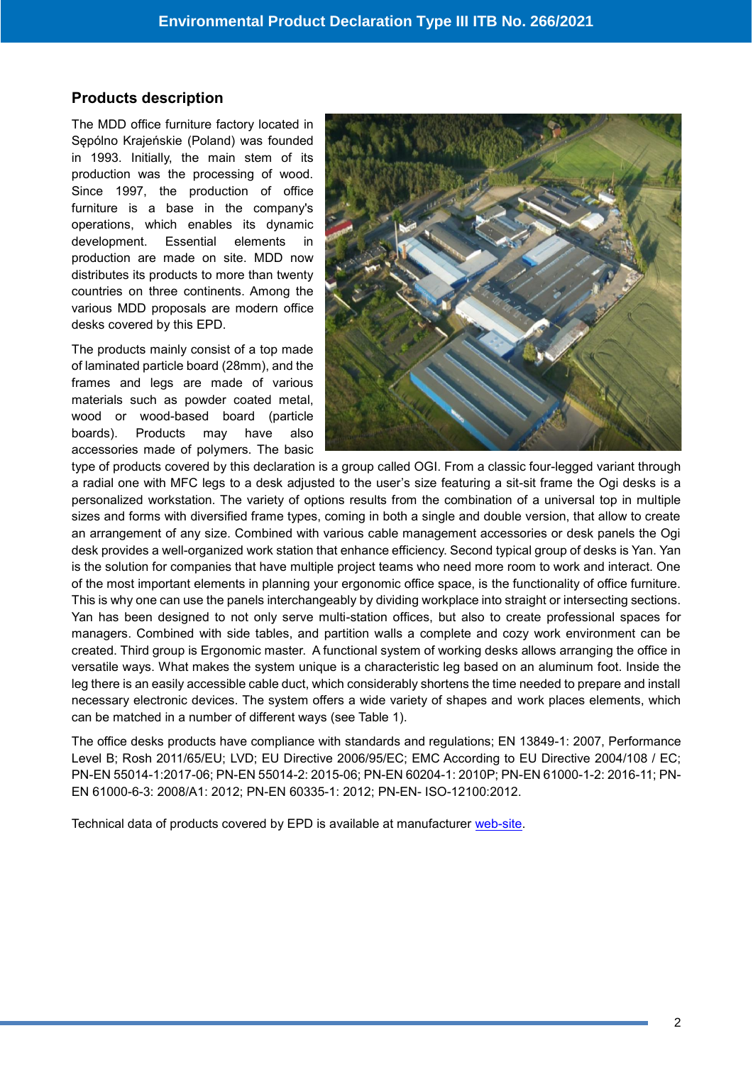## Products description

The MDD office furniture factory located in Sępólno Krajeńskie (Poland) was founded in 1993. Initially, the main stem of its production was the processing of wood. Since 1997, the production of office furniture is a base in the company's operations, which enables its dynamic development. Essential elements in production are made on site. MDD now distributes its products to more than twenty countries on three continents. Among the various MDD proposals are modern office desks covered by this EPD.

The products mainly consist of a top made of laminated particle board (28mm), and the frames and legs are made of various materials such as powder coated metal, wood or wood-based board (particle boards). Products may have also accessories made of polymers. The basic type of products covered by this declaration is a group called OGI. From a classic four-legged variant through a radial one with MFC legs to a desk adjusted to the user's size featuring a sit-sit frame the Ogi desks is a personalized workstation. The variety of options results from the combination of a universal top in multiple sizes and forms with diversified frame types, coming in both a single and double version, that allow to create an arrangement of any size. Combined with various cable management accessories or desk panels the Ogi desk provides a well-organized work station that enhance efficiency. Second typical group of desks is Yan. Yan is the solution for companies that have multiple project teams who need more room to work and interact. One of the most important elements in planning your ergonomic office space, is the functionality of office furniture. This is why one can use the panels interchangeably by dividing workplace into straight or intersecting sections. Yan has been designed to not only serve multi-station offices, but also to create professional spaces for managers. Combined with side tables, and partition walls a complete and cozy work environment can be created. Third group is Ergonomic master. A functional system of working desks allows arranging the office in versatile ways. What makes the system unique is a characteristic leg based on an aluminum foot. Inside the leg there is an easily accessible cable duct, which considerably shortens the time needed to prepare and install necessary electronic devices. The system offers a wide variety of shapes and work places elements, which can be matched in a number of different ways (see Table 1).

The office desks products have compliance with standards and regulations; EN 13849-1: 2007, Performance Level B; Rosh 2011/65/EU; LVD; EU Directive 2006/95/EC; EMC According to EU Directive 2004/108 / EC; PN-EN 55014-1:2017-06; PN-EN 55014-2: 2015-06; PN-EN 60204-1: 2010P; PN-EN 61000-1-2: 2016-11; PN-EN 61000-6-3: 2008/A1: 2012; PN-EN 60335-1: 2012; PN-EN- ISO-12100:2012.

Technical data of products covered by EPD is available at manufacturer web-site.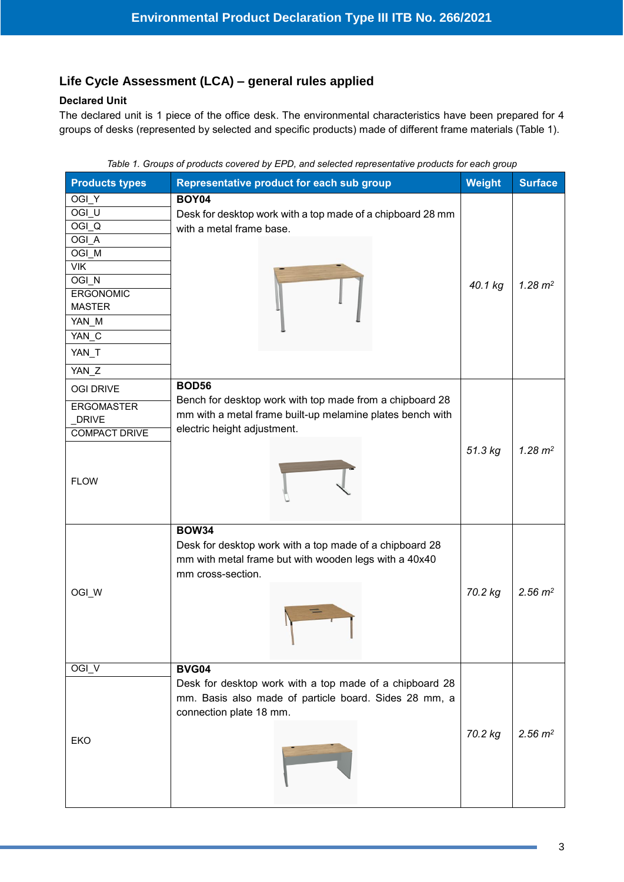## Life Cycle Assessment (LCA) – general rules applied

### Declared Unit

The declared unit is 1 piece of the office desk. The environmental characteristics have been prepared for 4 groups of desks (represented by selected and specific products) made of different frame materials (Table 1).

*Table 1. Groups of products covered by EPD, and selected representative products for each group*

| Products types | Representative product for each sub group | Weight | Surface |
|---|---|---|---|
| OGI_Y<br>OGI_U<br>OGI_Q<br>OGI_A<br>OGI_M<br>VIK<br>OGI_N<br>ERGONOMIC MASTER<br>YAN_M<br>YAN_C<br>YAN_T<br>YAN_Z | **BOY04**<br>Desk for desktop work with a top made of a chipboard 28 mm with a metal frame base. | *40.1 kg* | *1.28 m²* |
| OGI DRIVE<br>ERGOMASTER _DRIVE<br>COMPACT DRIVE<br>FLOW | **BOD56**<br>Bench for desktop work with top made from a chipboard 28 mm with a metal frame built-up melamine plates bench with electric height adjustment. | *51.3 kg* | *1.28 m²* |
| OGI_W | **BOW34**<br>Desk for desktop work with a top made of a chipboard 28 mm with metal frame but with wooden legs with a 40x40 mm cross-section. | *70.2 kg* | *2.56 m²* |
| OGI_V<br>EKO | **BVG04**<br>Desk for desktop work with a top made of a chipboard 28 mm. Basis also made of particle board. Sides 28 mm, a connection plate 18 mm. | *70.2 kg* | *2.56 m²* |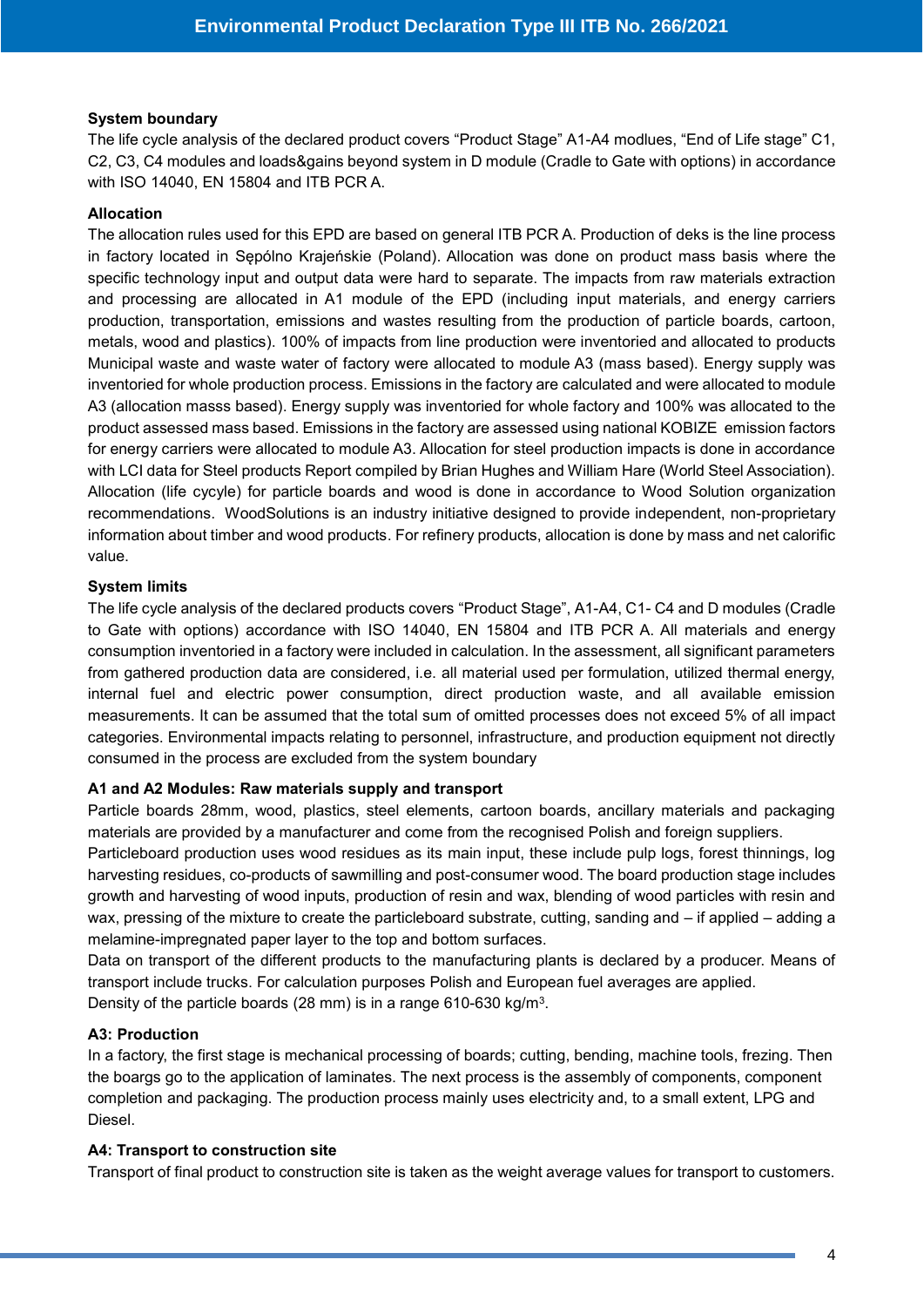### System boundary

The life cycle analysis of the declared product covers "Product Stage" A1-A4 modlues, "End of Life stage" C1, C2, C3, C4 modules and loads&gains beyond system in D module (Cradle to Gate with options) in accordance with ISO 14040, EN 15804 and ITB PCR A.

### Allocation

The allocation rules used for this EPD are based on general ITB PCR A. Production of deks is the line process in factory located in Sępólno Krajeńskie (Poland). Allocation was done on product mass basis where the specific technology input and output data were hard to separate. The impacts from raw materials extraction and processing are allocated in A1 module of the EPD (including input materials, and energy carriers production, transportation, emissions and wastes resulting from the production of particle boards, cartoon, metals, wood and plastics). 100% of impacts from line production were inventoried and allocated to products Municipal waste and waste water of factory were allocated to module A3 (mass based). Energy supply was inventoried for whole production process. Emissions in the factory are calculated and were allocated to module A3 (allocation masss based). Energy supply was inventoried for whole factory and 100% was allocated to the product assessed mass based. Emissions in the factory are assessed using national KOBIZE emission factors for energy carriers were allocated to module A3. Allocation for steel production impacts is done in accordance with LCI data for Steel products Report compiled by Brian Hughes and William Hare (World Steel Association). Allocation (life cycyle) for particle boards and wood is done in accordance to Wood Solution organization recommendations. WoodSolutions is an industry initiative designed to provide independent, non-proprietary information about timber and wood products. For refinery products, allocation is done by mass and net calorific value.

### System limits

The life cycle analysis of the declared products covers "Product Stage", A1-A4, C1- C4 and D modules (Cradle to Gate with options) accordance with ISO 14040, EN 15804 and ITB PCR A. All materials and energy consumption inventoried in a factory were included in calculation. In the assessment, all significant parameters from gathered production data are considered, i.e. all material used per formulation, utilized thermal energy, internal fuel and electric power consumption, direct production waste, and all available emission measurements. It can be assumed that the total sum of omitted processes does not exceed 5% of all impact categories. Environmental impacts relating to personnel, infrastructure, and production equipment not directly consumed in the process are excluded from the system boundary

### A1 and A2 Modules: Raw materials supply and transport

Particle boards 28mm, wood, plastics, steel elements, cartoon boards, ancillary materials and packaging materials are provided by a manufacturer and come from the recognised Polish and foreign suppliers.
Particleboard production uses wood residues as its main input, these include pulp logs, forest thinnings, log harvesting residues, co-products of sawmilling and post-consumer wood. The board production stage includes growth and harvesting of wood inputs, production of resin and wax, blending of wood particles with resin and wax, pressing of the mixture to create the particleboard substrate, cutting, sanding and – if applied – adding a melamine-impregnated paper layer to the top and bottom surfaces.
Data on transport of the different products to the manufacturing plants is declared by a producer. Means of transport include trucks. For calculation purposes Polish and European fuel averages are applied.
Density of the particle boards (28 mm) is in a range 610-630 kg/m$^3$.

### A3: Production

In a factory, the first stage is mechanical processing of boards; cutting, bending, machine tools, frezing. Then the boargs go to the application of laminates. The next process is the assembly of components, component completion and packaging. The production process mainly uses electricity and, to a small extent, LPG and Diesel.

### A4: Transport to construction site

Transport of final product to construction site is taken as the weight average values for transport to customers.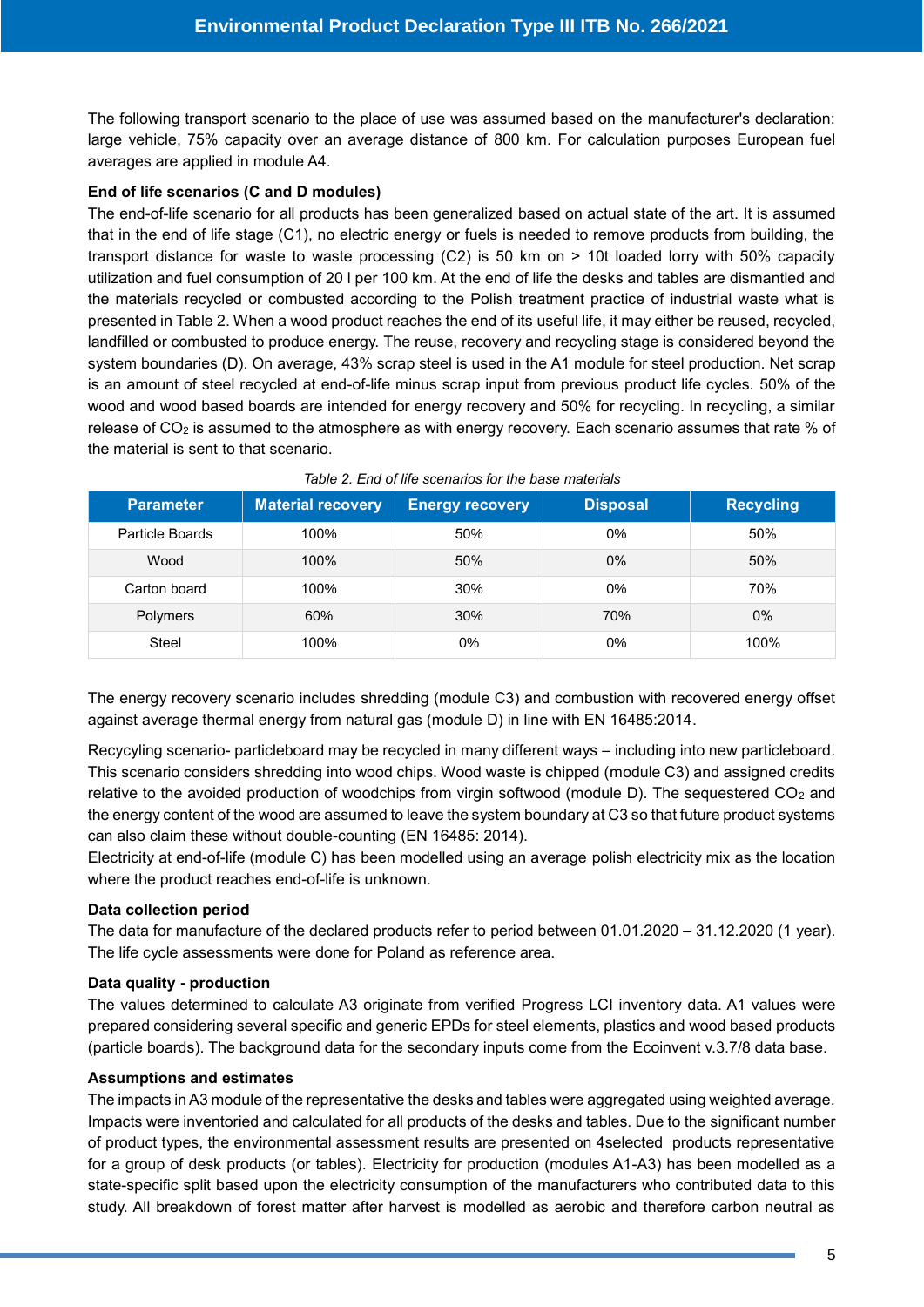The following transport scenario to the place of use was assumed based on the manufacturer's declaration: large vehicle, 75% capacity over an average distance of 800 km. For calculation purposes European fuel averages are applied in module A4.

**End of life scenarios (C and D modules)**

The end-of-life scenario for all products has been generalized based on actual state of the art. It is assumed that in the end of life stage (C1), no electric energy or fuels is needed to remove products from building, the transport distance for waste to waste processing (C2) is 50 km on > 10t loaded lorry with 50% capacity utilization and fuel consumption of 20 l per 100 km. At the end of life the desks and tables are dismantled and the materials recycled or combusted according to the Polish treatment practice of industrial waste what is presented in Table 2. When a wood product reaches the end of its useful life, it may either be reused, recycled, landfilled or combusted to produce energy. The reuse, recovery and recycling stage is considered beyond the system boundaries (D). On average, 43% scrap steel is used in the A1 module for steel production. Net scrap is an amount of steel recycled at end-of-life minus scrap input from previous product life cycles. 50% of the wood and wood based boards are intended for energy recovery and 50% for recycling. In recycling, a similar release of $CO_2$ is assumed to the atmosphere as with energy recovery. Each scenario assumes that rate % of the material is sent to that scenario.

*Table 2. End of life scenarios for the base materials*

| Parameter | Material recovery | Energy recovery | Disposal | Recycling |
|---|---|---|---|---|
| Particle Boards | 100% | 50% | 0% | 50% |
| Wood | 100% | 50% | 0% | 50% |
| Carton board | 100% | 30% | 0% | 70% |
| Polymers | 60% | 30% | 70% | 0% |
| Steel | 100% | 0% | 0% | 100% |

The energy recovery scenario includes shredding (module C3) and combustion with recovered energy offset against average thermal energy from natural gas (module D) in line with EN 16485:2014.

Recycyling scenario- particleboard may be recycled in many different ways – including into new particleboard. This scenario considers shredding into wood chips. Wood waste is chipped (module C3) and assigned credits relative to the avoided production of woodchips from virgin softwood (module D). The sequestered $CO_2$ and the energy content of the wood are assumed to leave the system boundary at C3 so that future product systems can also claim these without double-counting (EN 16485: 2014).
Electricity at end-of-life (module C) has been modelled using an average polish electricity mix as the location where the product reaches end-of-life is unknown.

**Data collection period**

The data for manufacture of the declared products refer to period between 01.01.2020 – 31.12.2020 (1 year). The life cycle assessments were done for Poland as reference area.

**Data quality - production**

The values determined to calculate A3 originate from verified Progress LCI inventory data. A1 values were prepared considering several specific and generic EPDs for steel elements, plastics and wood based products (particle boards). The background data for the secondary inputs come from the Ecoinvent v.3.7/8 data base.

**Assumptions and estimates**

The impacts in A3 module of the representative the desks and tables were aggregated using weighted average. Impacts were inventoried and calculated for all products of the desks and tables. Due to the significant number of product types, the environmental assessment results are presented on 4selected products representative for a group of desk products (or tables). Electricity for production (modules A1-A3) has been modelled as a state-specific split based upon the electricity consumption of the manufacturers who contributed data to this study. All breakdown of forest matter after harvest is modelled as aerobic and therefore carbon neutral as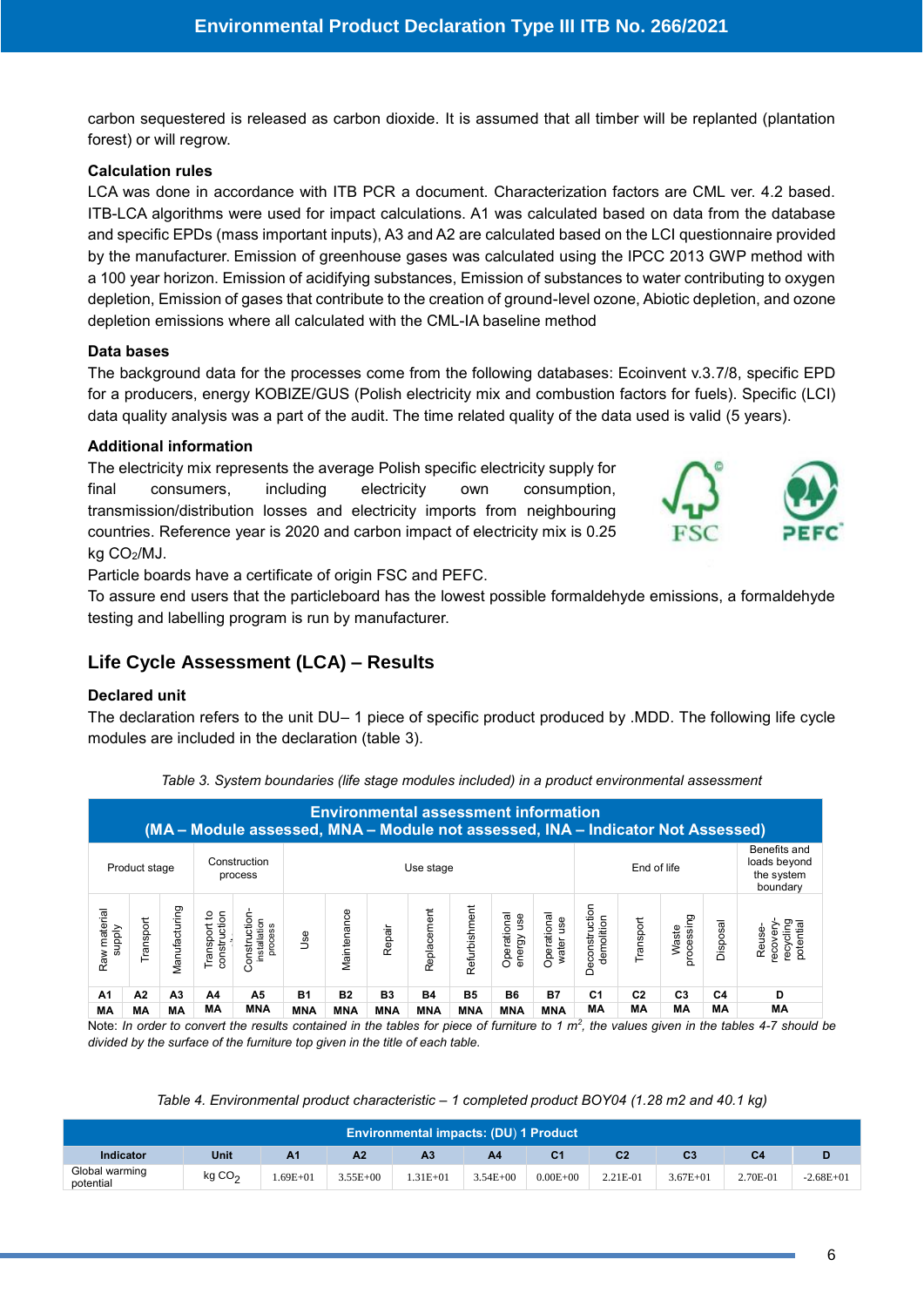carbon sequestered is released as carbon dioxide. It is assumed that all timber will be replanted (plantation forest) or will regrow.

### Calculation rules

LCA was done in accordance with ITB PCR a document. Characterization factors are CML ver. 4.2 based. ITB-LCA algorithms were used for impact calculations. A1 was calculated based on data from the database and specific EPDs (mass important inputs), A3 and A2 are calculated based on the LCI questionnaire provided by the manufacturer. Emission of greenhouse gases was calculated using the IPCC 2013 GWP method with a 100 year horizon. Emission of acidifying substances, Emission of substances to water contributing to oxygen depletion, Emission of gases that contribute to the creation of ground-level ozone, Abiotic depletion, and ozone depletion emissions where all calculated with the CML-IA baseline method

### Data bases

The background data for the processes come from the following databases: Ecoinvent v.3.7/8, specific EPD for a producers, energy KOBIZE/GUS (Polish electricity mix and combustion factors for fuels). Specific (LCI) data quality analysis was a part of the audit. The time related quality of the data used is valid (5 years).

### Additional information

The electricity mix represents the average Polish specific electricity supply for final consumers, including electricity own consumption, transmission/distribution losses and electricity imports from neighbouring countries. Reference year is 2020 and carbon impact of electricity mix is 0.25 kg $CO_2$/MJ.

FSC PEFC

Particle boards have a certificate of origin FSC and PEFC.

To assure end users that the particleboard has the lowest possible formaldehyde emissions, a formaldehyde testing and labelling program is run by manufacturer.

## Life Cycle Assessment (LCA) – Results

### Declared unit

The declaration refers to the unit DU– 1 piece of specific product produced by .MDD. The following life cycle modules are included in the declaration (table 3).

*Table 3. System boundaries (life stage modules included) in a product environmental assessment*

| Environmental assessment information (MA – Module assessed, MNA – Module not assessed, INA – Indicator Not Assessed) | | | | | | | | | | | | | | | | |
|---|---|---|---|---|---|---|---|---|---|---|---|---|---|---|---|---|
| Product stage | | | Construction process | | Use stage | | | | | | | End of life | | | | Benefits and loads beyond the system boundary |
| Raw material supply | Transport | Manufacturing | Transport to construction | Construction-installation process | Use | Maintenance | Repair | Replacement | Refurbishment | Operational energy use | Operational water use | Deconstruction demolition | Transport | Waste processing | Disposal | Reuse-recovery-recycling potential |
| A1 | A2 | A3 | A4 | A5 | B1 | B2 | B3 | B4 | B5 | B6 | B7 | C1 | C2 | C3 | C4 | D |
| MA | MA | MA | MA | MNA | MNA | MNA | MNA | MNA | MNA | MNA | MNA | MA | MA | MA | MA | MA |

Note: *In order to convert the results contained in the tables for piece of furniture to 1 $m^2$, the values given in the tables 4-7 should be divided by the surface of the furniture top given in the title of each table.*

*Table 4. Environmental product characteristic – 1 completed product BOY04 (1.28 m2 and 40.1 kg)*

| Environmental impacts: (DU) 1 Product | | | | | | | | | | |
|---|---|---|---|---|---|---|---|---|---|---|
| Indicator | Unit | A1 | A2 | A3 | A4 | C1 | C2 | C3 | C4 | D |
| Global warming potential | kg $CO_2$ | 1.69E+01 | 3.55E+00 | 1.31E+01 | 3.54E+00 | 0.00E+00 | 2.21E-01 | 3.67E+01 | 2.70E-01 | -2.68E+01 |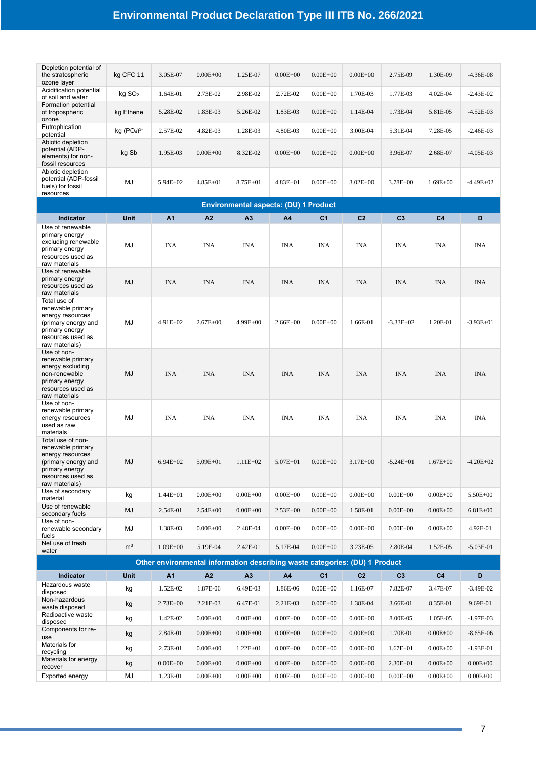| Depletion potential of the stratospheric ozone layer | kg CFC 11 | 3.05E-07 | 0.00E+00 | 1.25E-07 | 0.00E+00 | 0.00E+00 | 0.00E+00 | 2.75E-09 | 1.30E-09 | -4.36E-08 |
|---|---|---|---|---|---|---|---|---|---|---|
| Acidification potential of soil and water | kg $SO_2$ | 1.64E-01 | 2.73E-02 | 2.98E-02 | 2.72E-02 | 0.00E+00 | 1.70E-03 | 1.77E-03 | 4.02E-04 | -2.43E-02 |
| Formation potential of tropospheric ozone | kg Ethene | 5.28E-02 | 1.83E-03 | 5.26E-02 | 1.83E-03 | 0.00E+00 | 1.14E-04 | 1.73E-04 | 5.81E-05 | -4.52E-03 |
| Eutrophication potential | kg $(PO_4)^{3-}$ | 2.57E-02 | 4.82E-03 | 1.28E-03 | 4.80E-03 | 0.00E+00 | 3.00E-04 | 5.31E-04 | 7.28E-05 | -2.46E-03 |
| Abiotic depletion potential (ADP-elements) for non-fossil resources | kg Sb | 1.95E-03 | 0.00E+00 | 8.32E-02 | 0.00E+00 | 0.00E+00 | 0.00E+00 | 3.96E-07 | 2.68E-07 | -4.05E-03 |
| Abiotic depletion potential (ADP-fossil fuels) for fossil resources | MJ | 5.94E+02 | 4.85E+01 | 8.75E+01 | 4.83E+01 | 0.00E+00 | 3.02E+00 | 3.78E+00 | 1.69E+00 | -4.49E+02 |

**Environmental aspects: (DU) 1 Product**

| Indicator | Unit | A1 | A2 | A3 | A4 | C1 | C2 | C3 | C4 | D |
|---|---|---|---|---|---|---|---|---|---|---|
| Use of renewable primary energy excluding renewable primary energy resources used as raw materials | MJ | INA | INA | INA | INA | INA | INA | INA | INA | INA |
| Use of renewable primary energy resources used as raw materials | MJ | INA | INA | INA | INA | INA | INA | INA | INA | INA |
| Total use of renewable primary energy resources (primary energy and primary energy resources used as raw materials) | MJ | 4.91E+02 | 2.67E+00 | 4.99E+00 | 2.66E+00 | 0.00E+00 | 1.66E-01 | -3.33E+02 | 1.20E-01 | -3.93E+01 |
| Use of non-renewable primary energy excluding non-renewable primary energy resources used as raw materials | MJ | INA | INA | INA | INA | INA | INA | INA | INA | INA |
| Use of non-renewable primary energy resources used as raw materials | MJ | INA | INA | INA | INA | INA | INA | INA | INA | INA |
| Total use of non-renewable primary energy resources (primary energy and primary energy resources used as raw materials) | MJ | 6.94E+02 | 5.09E+01 | 1.11E+02 | 5.07E+01 | 0.00E+00 | 3.17E+00 | -5.24E+01 | 1.67E+00 | -4.20E+02 |
| Use of secondary material | kg | 1.44E+01 | 0.00E+00 | 0.00E+00 | 0.00E+00 | 0.00E+00 | 0.00E+00 | 0.00E+00 | 0.00E+00 | 5.50E+00 |
| Use of renewable secondary fuels | MJ | 2.54E-01 | 2.54E+00 | 0.00E+00 | 2.53E+00 | 0.00E+00 | 1.58E-01 | 0.00E+00 | 0.00E+00 | 6.81E+00 |
| Use of non-renewable secondary fuels | MJ | 1.38E-03 | 0.00E+00 | 2.48E-04 | 0.00E+00 | 0.00E+00 | 0.00E+00 | 0.00E+00 | 0.00E+00 | 4.92E-01 |
| Net use of fresh water | $m^3$ | 1.09E+00 | 5.19E-04 | 2.42E-01 | 5.17E-04 | 0.00E+00 | 3.23E-05 | 2.80E-04 | 1.52E-05 | -5.03E-01 |

**Other environmental information describing waste categories: (DU) 1 Product**

| Indicator | Unit | A1 | A2 | A3 | A4 | C1 | C2 | C3 | C4 | D |
|---|---|---|---|---|---|---|---|---|---|---|
| Hazardous waste disposed | kg | 1.52E-02 | 1.87E-06 | 6.49E-03 | 1.86E-06 | 0.00E+00 | 1.16E-07 | 7.82E-07 | 3.47E-07 | -3.49E-02 |
| Non-hazardous waste disposed | kg | 2.73E+00 | 2.21E-03 | 6.47E-01 | 2.21E-03 | 0.00E+00 | 1.38E-04 | 3.66E-01 | 8.35E-01 | 9.69E-01 |
| Radioactive waste disposed | kg | 1.42E-02 | 0.00E+00 | 0.00E+00 | 0.00E+00 | 0.00E+00 | 0.00E+00 | 8.00E-05 | 1.05E-05 | -1.97E-03 |
| Components for re-use | kg | 2.84E-01 | 0.00E+00 | 0.00E+00 | 0.00E+00 | 0.00E+00 | 0.00E+00 | 1.70E-01 | 0.00E+00 | -8.65E-06 |
| Materials for recycling | kg | 2.73E-01 | 0.00E+00 | 1.22E+01 | 0.00E+00 | 0.00E+00 | 0.00E+00 | 1.67E+01 | 0.00E+00 | -1.93E-01 |
| Materials for energy recover | kg | 0.00E+00 | 0.00E+00 | 0.00E+00 | 0.00E+00 | 0.00E+00 | 0.00E+00 | 2.30E+01 | 0.00E+00 | 0.00E+00 |
| Exported energy | MJ | 1.23E-01 | 0.00E+00 | 0.00E+00 | 0.00E+00 | 0.00E+00 | 0.00E+00 | 0.00E+00 | 0.00E+00 | 0.00E+00 |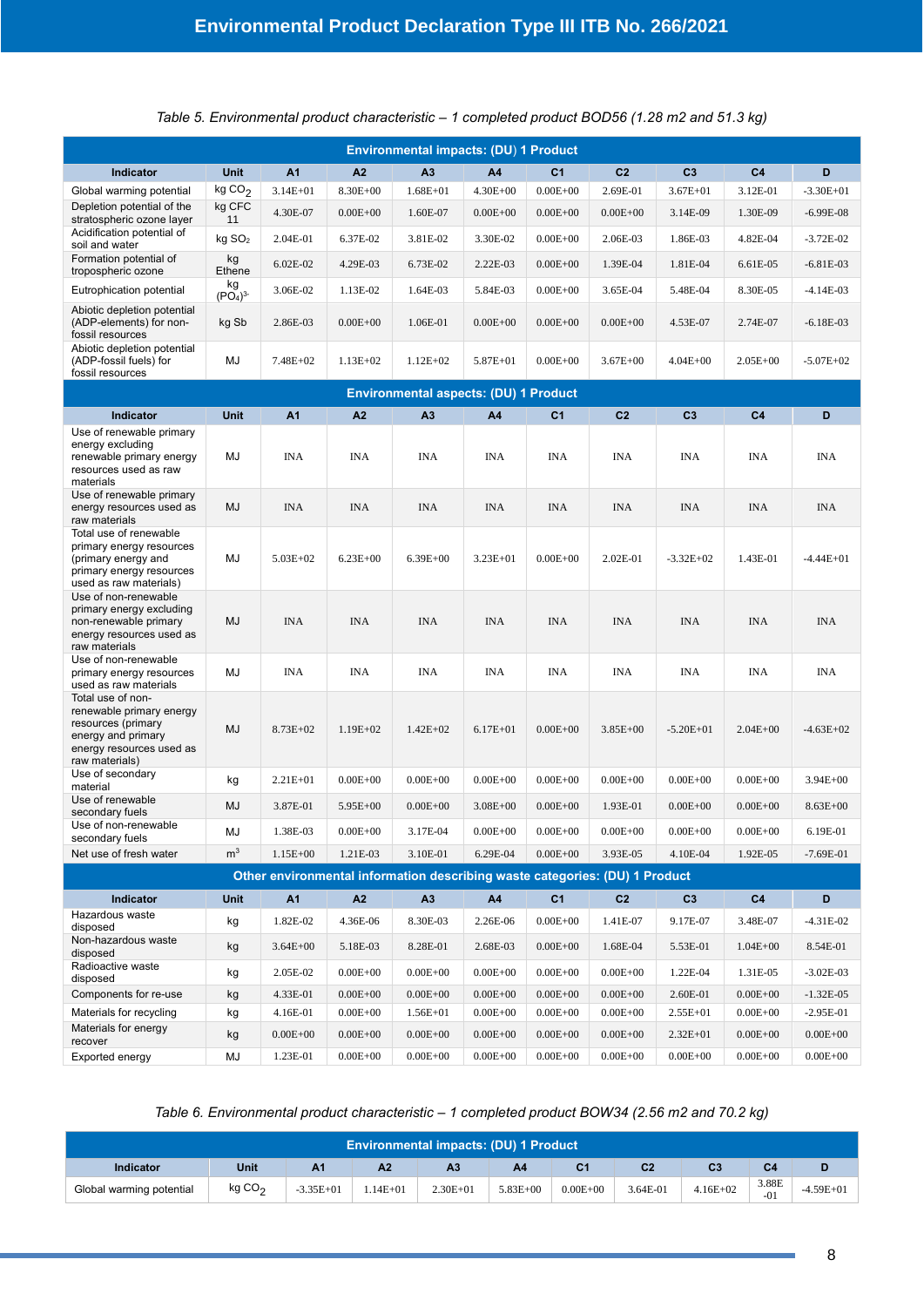Table 5. Environmental product characteristic – 1 completed product BOD56 (1.28 m2 and 51.3 kg)

| Environmental impacts: (DU) 1 Product | | | | | | | | | | |
|---|---|---|---|---|---|---|---|---|---|---|
| **Indicator** | **Unit** | **A1** | **A2** | **A3** | **A4** | **C1** | **C2** | **C3** | **C4** | **D** |
| Global warming potential | kg $CO_2$ | 3.14E+01 | 8.30E+00 | 1.68E+01 | 4.30E+00 | 0.00E+00 | 2.69E-01 | 3.67E+01 | 3.12E-01 | -3.30E+01 |
| Depletion potential of the stratospheric ozone layer | kg CFC 11 | 4.30E-07 | 0.00E+00 | 1.60E-07 | 0.00E+00 | 0.00E+00 | 0.00E+00 | 3.14E-09 | 1.30E-09 | -6.99E-08 |
| Acidification potential of soil and water | kg $SO_2$ | 2.04E-01 | 6.37E-02 | 3.81E-02 | 3.30E-02 | 0.00E+00 | 2.06E-03 | 1.86E-03 | 4.82E-04 | -3.72E-02 |
| Formation potential of tropospheric ozone | kg Ethene | 6.02E-02 | 4.29E-03 | 6.73E-02 | 2.22E-03 | 0.00E+00 | 1.39E-04 | 1.81E-04 | 6.61E-05 | -6.81E-03 |
| Eutrophication potential | kg $(PO_4)^{3-}$ | 3.06E-02 | 1.13E-02 | 1.64E-03 | 5.84E-03 | 0.00E+00 | 3.65E-04 | 5.48E-04 | 8.30E-05 | -4.14E-03 |
| Abiotic depletion potential (ADP-elements) for non-fossil resources | kg Sb | 2.86E-03 | 0.00E+00 | 1.06E-01 | 0.00E+00 | 0.00E+00 | 0.00E+00 | 4.53E-07 | 2.74E-07 | -6.18E-03 |
| Abiotic depletion potential (ADP-fossil fuels) for fossil resources | MJ | 7.48E+02 | 1.13E+02 | 1.12E+02 | 5.87E+01 | 0.00E+00 | 3.67E+00 | 4.04E+00 | 2.05E+00 | -5.07E+02 |
| **Environmental aspects: (DU) 1 Product** | | | | | | | | | | |
| **Indicator** | **Unit** | **A1** | **A2** | **A3** | **A4** | **C1** | **C2** | **C3** | **C4** | **D** |
| Use of renewable primary energy excluding renewable primary energy resources used as raw materials | MJ | INA | INA | INA | INA | INA | INA | INA | INA | INA |
| Use of renewable primary energy resources used as raw materials | MJ | INA | INA | INA | INA | INA | INA | INA | INA | INA |
| Total use of renewable primary energy resources (primary energy and primary energy resources used as raw materials) | MJ | 5.03E+02 | 6.23E+00 | 6.39E+00 | 3.23E+01 | 0.00E+00 | 2.02E-01 | -3.32E+02 | 1.43E-01 | -4.44E+01 |
| Use of non-renewable primary energy excluding non-renewable primary energy resources used as raw materials | MJ | INA | INA | INA | INA | INA | INA | INA | INA | INA |
| Use of non-renewable primary energy resources used as raw materials | MJ | INA | INA | INA | INA | INA | INA | INA | INA | INA |
| Total use of non-renewable primary energy resources (primary energy and primary energy resources used as raw materials) | MJ | 8.73E+02 | 1.19E+02 | 1.42E+02 | 6.17E+01 | 0.00E+00 | 3.85E+00 | -5.20E+01 | 2.04E+00 | -4.63E+02 |
| Use of secondary material | kg | 2.21E+01 | 0.00E+00 | 0.00E+00 | 0.00E+00 | 0.00E+00 | 0.00E+00 | 0.00E+00 | 0.00E+00 | 3.94E+00 |
| Use of renewable secondary fuels | MJ | 3.87E-01 | 5.95E+00 | 0.00E+00 | 3.08E+00 | 0.00E+00 | 1.93E-01 | 0.00E+00 | 0.00E+00 | 8.63E+00 |
| Use of non-renewable secondary fuels | MJ | 1.38E-03 | 0.00E+00 | 3.17E-04 | 0.00E+00 | 0.00E+00 | 0.00E+00 | 0.00E+00 | 0.00E+00 | 6.19E-01 |
| Net use of fresh water | $m^3$ | 1.15E+00 | 1.21E-03 | 3.10E-01 | 6.29E-04 | 0.00E+00 | 3.93E-05 | 4.10E-04 | 1.92E-05 | -7.69E-01 |
| **Other environmental information describing waste categories: (DU) 1 Product** | | | | | | | | | | |
| **Indicator** | **Unit** | **A1** | **A2** | **A3** | **A4** | **C1** | **C2** | **C3** | **C4** | **D** |
| Hazardous waste disposed | kg | 1.82E-02 | 4.36E-06 | 8.30E-03 | 2.26E-06 | 0.00E+00 | 1.41E-07 | 9.17E-07 | 3.48E-07 | -4.31E-02 |
| Non-hazardous waste disposed | kg | 3.64E+00 | 5.18E-03 | 8.28E-01 | 2.68E-03 | 0.00E+00 | 1.68E-04 | 5.53E-01 | 1.04E+00 | 8.54E-01 |
| Radioactive waste disposed | kg | 2.05E-02 | 0.00E+00 | 0.00E+00 | 0.00E+00 | 0.00E+00 | 0.00E+00 | 1.22E-04 | 1.31E-05 | -3.02E-03 |
| Components for re-use | kg | 4.33E-01 | 0.00E+00 | 0.00E+00 | 0.00E+00 | 0.00E+00 | 0.00E+00 | 2.60E-01 | 0.00E+00 | -1.32E-05 |
| Materials for recycling | kg | 4.16E-01 | 0.00E+00 | 1.56E+01 | 0.00E+00 | 0.00E+00 | 0.00E+00 | 2.55E+01 | 0.00E+00 | -2.95E-01 |
| Materials for energy recover | kg | 0.00E+00 | 0.00E+00 | 0.00E+00 | 0.00E+00 | 0.00E+00 | 0.00E+00 | 2.32E+01 | 0.00E+00 | 0.00E+00 |
| Exported energy | MJ | 1.23E-01 | 0.00E+00 | 0.00E+00 | 0.00E+00 | 0.00E+00 | 0.00E+00 | 0.00E+00 | 0.00E+00 | 0.00E+00 |

Table 6. Environmental product characteristic – 1 completed product BOW34 (2.56 m2 and 70.2 kg)

| Environmental impacts: (DU) 1 Product | | | | | | | | | | |
|---|---|---|---|---|---|---|---|---|---|---|
| **Indicator** | **Unit** | **A1** | **A2** | **A3** | **A4** | **C1** | **C2** | **C3** | **C4** | **D** |
| Global warming potential | kg $CO_2$ | -3.35E+01 | 1.14E+01 | 2.30E+01 | 5.83E+00 | 0.00E+00 | 3.64E-01 | 4.16E+02 | 3.88E-01 | -4.59E+01 |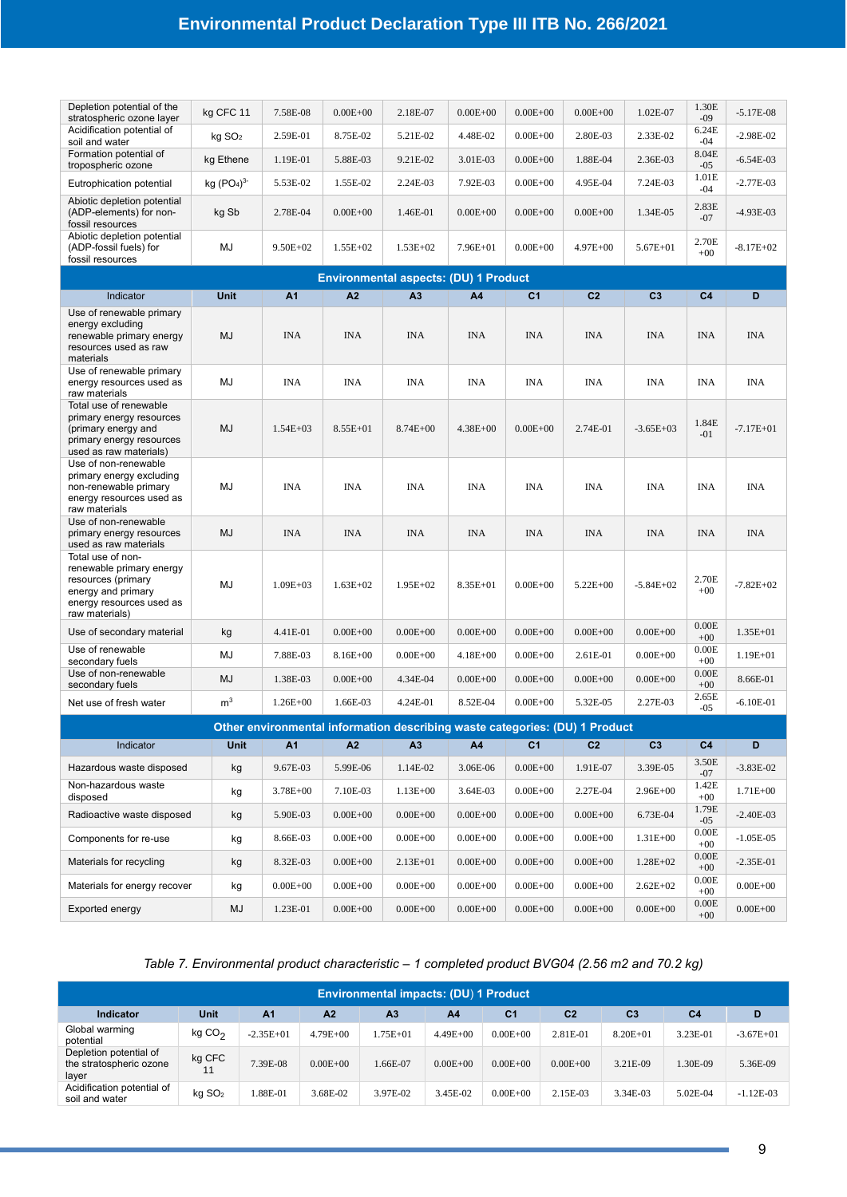| Depletion potential of the stratospheric ozone layer | kg CFC 11 | 7.58E-08 | 0.00E+00 | 2.18E-07 | 0.00E+00 | 0.00E+00 | 0.00E+00 | 1.02E-07 | 1.30E-09 | -5.17E-08 |
|---|---|---|---|---|---|---|---|---|---|---|
| Acidification potential of soil and water | kg $SO_2$ | 2.59E-01 | 8.75E-02 | 5.21E-02 | 4.48E-02 | 0.00E+00 | 2.80E-03 | 2.33E-02 | 6.24E-04 | -2.98E-02 |
| Formation potential of tropospheric ozone | kg Ethene | 1.19E-01 | 5.88E-03 | 9.21E-02 | 3.01E-03 | 0.00E+00 | 1.88E-04 | 2.36E-03 | 8.04E-05 | -6.54E-03 |
| Eutrophication potential | kg $(PO_4)^{3-}$ | 5.53E-02 | 1.55E-02 | 2.24E-03 | 7.92E-03 | 0.00E+00 | 4.95E-04 | 7.24E-03 | 1.01E-04 | -2.77E-03 |
| Abiotic depletion potential (ADP-elements) for non-fossil resources | kg Sb | 2.78E-04 | 0.00E+00 | 1.46E-01 | 0.00E+00 | 0.00E+00 | 0.00E+00 | 1.34E-05 | 2.83E-07 | -4.93E-03 |
| Abiotic depletion potential (ADP-fossil fuels) for fossil resources | MJ | 9.50E+02 | 1.55E+02 | 1.53E+02 | 7.96E+01 | 0.00E+00 | 4.97E+00 | 5.67E+01 | 2.70E+00 | -8.17E+02 |

| Environmental aspects: (DU) 1 Product | | | | | | | | | | |
|---|---|---|---|---|---|---|---|---|---|---|
| Indicator | Unit | A1 | A2 | A3 | A4 | C1 | C2 | C3 | C4 | D |
| Use of renewable primary energy excluding renewable primary energy resources used as raw materials | MJ | INA | INA | INA | INA | INA | INA | INA | INA | INA |
| Use of renewable primary energy resources used as raw materials | MJ | INA | INA | INA | INA | INA | INA | INA | INA | INA |
| Total use of renewable primary energy resources (primary energy and primary energy resources used as raw materials) | MJ | 1.54E+03 | 8.55E+01 | 8.74E+00 | 4.38E+00 | 0.00E+00 | 2.74E-01 | -3.65E+03 | 1.84E-01 | -7.17E+01 |
| Use of non-renewable primary energy excluding non-renewable primary energy resources used as raw materials | MJ | INA | INA | INA | INA | INA | INA | INA | INA | INA |
| Use of non-renewable primary energy resources used as raw materials | MJ | INA | INA | INA | INA | INA | INA | INA | INA | INA |
| Total use of non-renewable primary energy resources (primary energy and primary energy resources used as raw materials) | MJ | 1.09E+03 | 1.63E+02 | 1.95E+02 | 8.35E+01 | 0.00E+00 | 5.22E+00 | -5.84E+02 | 2.70E+00 | -7.82E+02 |
| Use of secondary material | kg | 4.41E-01 | 0.00E+00 | 0.00E+00 | 0.00E+00 | 0.00E+00 | 0.00E+00 | 0.00E+00 | 0.00E+00 | 1.35E+01 |
| Use of renewable secondary fuels | MJ | 7.88E-03 | 8.16E+00 | 0.00E+00 | 4.18E+00 | 0.00E+00 | 2.61E-01 | 0.00E+00 | 0.00E+00 | 1.19E+01 |
| Use of non-renewable secondary fuels | MJ | 1.38E-03 | 0.00E+00 | 4.34E-04 | 0.00E+00 | 0.00E+00 | 0.00E+00 | 0.00E+00 | 0.00E+00 | 8.66E-01 |
| Net use of fresh water | $m^3$ | 1.26E+00 | 1.66E-03 | 4.24E-01 | 8.52E-04 | 0.00E+00 | 5.32E-05 | 2.27E-03 | 2.65E-05 | -6.10E-01 |

| Other environmental information describing waste categories: (DU) 1 Product | | | | | | | | | | |
|---|---|---|---|---|---|---|---|---|---|---|
| Indicator | Unit | A1 | A2 | A3 | A4 | C1 | C2 | C3 | C4 | D |
| Hazardous waste disposed | kg | 9.67E-03 | 5.99E-06 | 1.14E-02 | 3.06E-06 | 0.00E+00 | 1.91E-07 | 3.39E-05 | 3.50E-07 | -3.83E-02 |
| Non-hazardous waste disposed | kg | 3.78E+00 | 7.10E-03 | 1.13E+00 | 3.64E-03 | 0.00E+00 | 2.27E-04 | 2.96E+00 | 1.42E+00 | 1.71E+00 |
| Radioactive waste disposed | kg | 5.90E-03 | 0.00E+00 | 0.00E+00 | 0.00E+00 | 0.00E+00 | 0.00E+00 | 6.73E-04 | 1.79E-05 | -2.40E-03 |
| Components for re-use | kg | 8.66E-03 | 0.00E+00 | 0.00E+00 | 0.00E+00 | 0.00E+00 | 0.00E+00 | 1.31E+00 | 0.00E+00 | -1.05E-05 |
| Materials for recycling | kg | 8.32E-03 | 0.00E+00 | 2.13E+01 | 0.00E+00 | 0.00E+00 | 0.00E+00 | 1.28E+02 | 0.00E+00 | -2.35E-01 |
| Materials for energy recover | kg | 0.00E+00 | 0.00E+00 | 0.00E+00 | 0.00E+00 | 0.00E+00 | 0.00E+00 | 2.62E+02 | 0.00E+00 | 0.00E+00 |
| Exported energy | MJ | 1.23E-01 | 0.00E+00 | 0.00E+00 | 0.00E+00 | 0.00E+00 | 0.00E+00 | 0.00E+00 | 0.00E+00 | 0.00E+00 |

*Table 7. Environmental product characteristic – 1 completed product BVG04 (2.56 m2 and 70.2 kg)*

| Environmental impacts: (DU) 1 Product | | | | | | | | | | |
|---|---|---|---|---|---|---|---|---|---|---|
| **Indicator** | **Unit** | **A1** | **A2** | **A3** | **A4** | **C1** | **C2** | **C3** | **C4** | **D** |
| Global warming potential | kg $CO_2$ | -2.35E+01 | 4.79E+00 | 1.75E+01 | 4.49E+00 | 0.00E+00 | 2.81E-01 | 8.20E+01 | 3.23E-01 | -3.67E+01 |
| Depletion potential of the stratospheric ozone layer | kg CFC 11 | 7.39E-08 | 0.00E+00 | 1.66E-07 | 0.00E+00 | 0.00E+00 | 0.00E+00 | 3.21E-09 | 1.30E-09 | 5.36E-09 |
| Acidification potential of soil and water | kg $SO_2$ | 1.88E-01 | 3.68E-02 | 3.97E-02 | 3.45E-02 | 0.00E+00 | 2.15E-03 | 3.34E-03 | 5.02E-04 | -1.12E-03 |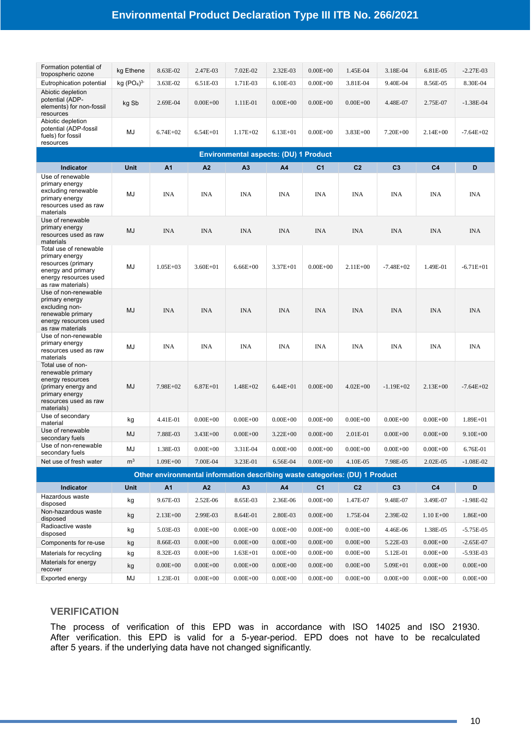| Formation potential of tropospheric ozone | kg Ethene | 8.63E-02 | 2.47E-03 | 7.02E-02 | 2.32E-03 | 0.00E+00 | 1.45E-04 | 3.18E-04 | 6.81E-05 | -2.27E-03 |
|---|---|---|---|---|---|---|---|---|---|---|
| Eutrophication potential | kg $(PO_4)^{3-}$ | 3.63E-02 | 6.51E-03 | 1.71E-03 | 6.10E-03 | 0.00E+00 | 3.81E-04 | 9.40E-04 | 8.56E-05 | 8.30E-04 |
| Abiotic depletion potential (ADP-elements) for non-fossil resources | kg Sb | 2.69E-04 | 0.00E+00 | 1.11E-01 | 0.00E+00 | 0.00E+00 | 0.00E+00 | 4.48E-07 | 2.75E-07 | -1.38E-04 |
| Abiotic depletion potential (ADP-fossil fuels) for fossil resources | MJ | 6.74E+02 | 6.54E+01 | 1.17E+02 | 6.13E+01 | 0.00E+00 | 3.83E+00 | 7.20E+00 | 2.14E+00 | -7.64E+02 |

**Environmental aspects: (DU) 1 Product**

| Indicator | Unit | A1 | A2 | A3 | A4 | C1 | C2 | C3 | C4 | D |
|---|---|---|---|---|---|---|---|---|---|---|
| Use of renewable primary energy excluding renewable primary energy resources used as raw materials | MJ | INA | INA | INA | INA | INA | INA | INA | INA | INA |
| Use of renewable primary energy resources used as raw materials | MJ | INA | INA | INA | INA | INA | INA | INA | INA | INA |
| Total use of renewable primary energy resources (primary energy and primary energy resources used as raw materials) | MJ | 1.05E+03 | 3.60E+01 | 6.66E+00 | 3.37E+01 | 0.00E+00 | 2.11E+00 | -7.48E+02 | 1.49E-01 | -6.71E+01 |
| Use of non-renewable primary energy excluding non-renewable primary energy resources used as raw materials | MJ | INA | INA | INA | INA | INA | INA | INA | INA | INA |
| Use of non-renewable primary energy resources used as raw materials | MJ | INA | INA | INA | INA | INA | INA | INA | INA | INA |
| Total use of non-renewable primary energy resources (primary energy and primary energy resources used as raw materials) | MJ | 7.98E+02 | 6.87E+01 | 1.48E+02 | 6.44E+01 | 0.00E+00 | 4.02E+00 | -1.19E+02 | 2.13E+00 | -7.64E+02 |
| Use of secondary material | kg | 4.41E-01 | 0.00E+00 | 0.00E+00 | 0.00E+00 | 0.00E+00 | 0.00E+00 | 0.00E+00 | 0.00E+00 | 1.89E+01 |
| Use of renewable secondary fuels | MJ | 7.88E-03 | 3.43E+00 | 0.00E+00 | 3.22E+00 | 0.00E+00 | 2.01E-01 | 0.00E+00 | 0.00E+00 | 9.10E+00 |
| Use of non-renewable secondary fuels | MJ | 1.38E-03 | 0.00E+00 | 3.31E-04 | 0.00E+00 | 0.00E+00 | 0.00E+00 | 0.00E+00 | 0.00E+00 | 6.76E-01 |
| Net use of fresh water | $m^3$ | 1.09E+00 | 7.00E-04 | 3.23E-01 | 6.56E-04 | 0.00E+00 | 4.10E-05 | 7.98E-05 | 2.02E-05 | -1.08E-02 |

**Other environmental information describing waste categories: (DU) 1 Product**

| Indicator | Unit | A1 | A2 | A3 | A4 | C1 | C2 | C3 | C4 | D |
|---|---|---|---|---|---|---|---|---|---|---|
| Hazardous waste disposed | kg | 9.67E-03 | 2.52E-06 | 8.65E-03 | 2.36E-06 | 0.00E+00 | 1.47E-07 | 9.48E-07 | 3.49E-07 | -1.98E-02 |
| Non-hazardous waste disposed | kg | 2.13E+00 | 2.99E-03 | 8.64E-01 | 2.80E-03 | 0.00E+00 | 1.75E-04 | 2.39E-02 | 1.10 E+00 | 1.86E+00 |
| Radioactive waste disposed | kg | 5.03E-03 | 0.00E+00 | 0.00E+00 | 0.00E+00 | 0.00E+00 | 0.00E+00 | 4.46E-06 | 1.38E-05 | -5.75E-05 |
| Components for re-use | kg | 8.66E-03 | 0.00E+00 | 0.00E+00 | 0.00E+00 | 0.00E+00 | 0.00E+00 | 5.22E-03 | 0.00E+00 | -2.65E-07 |
| Materials for recycling | kg | 8.32E-03 | 0.00E+00 | 1.63E+01 | 0.00E+00 | 0.00E+00 | 0.00E+00 | 5.12E-01 | 0.00E+00 | -5.93E-03 |
| Materials for energy recover | kg | 0.00E+00 | 0.00E+00 | 0.00E+00 | 0.00E+00 | 0.00E+00 | 0.00E+00 | 5.09E+01 | 0.00E+00 | 0.00E+00 |
| Exported energy | MJ | 1.23E-01 | 0.00E+00 | 0.00E+00 | 0.00E+00 | 0.00E+00 | 0.00E+00 | 0.00E+00 | 0.00E+00 | 0.00E+00 |

## VERIFICATION

The process of verification of this EPD was in accordance with ISO 14025 and ISO 21930. After verification. this EPD is valid for a 5-year-period. EPD does not have to be recalculated after 5 years. if the underlying data have not changed significantly.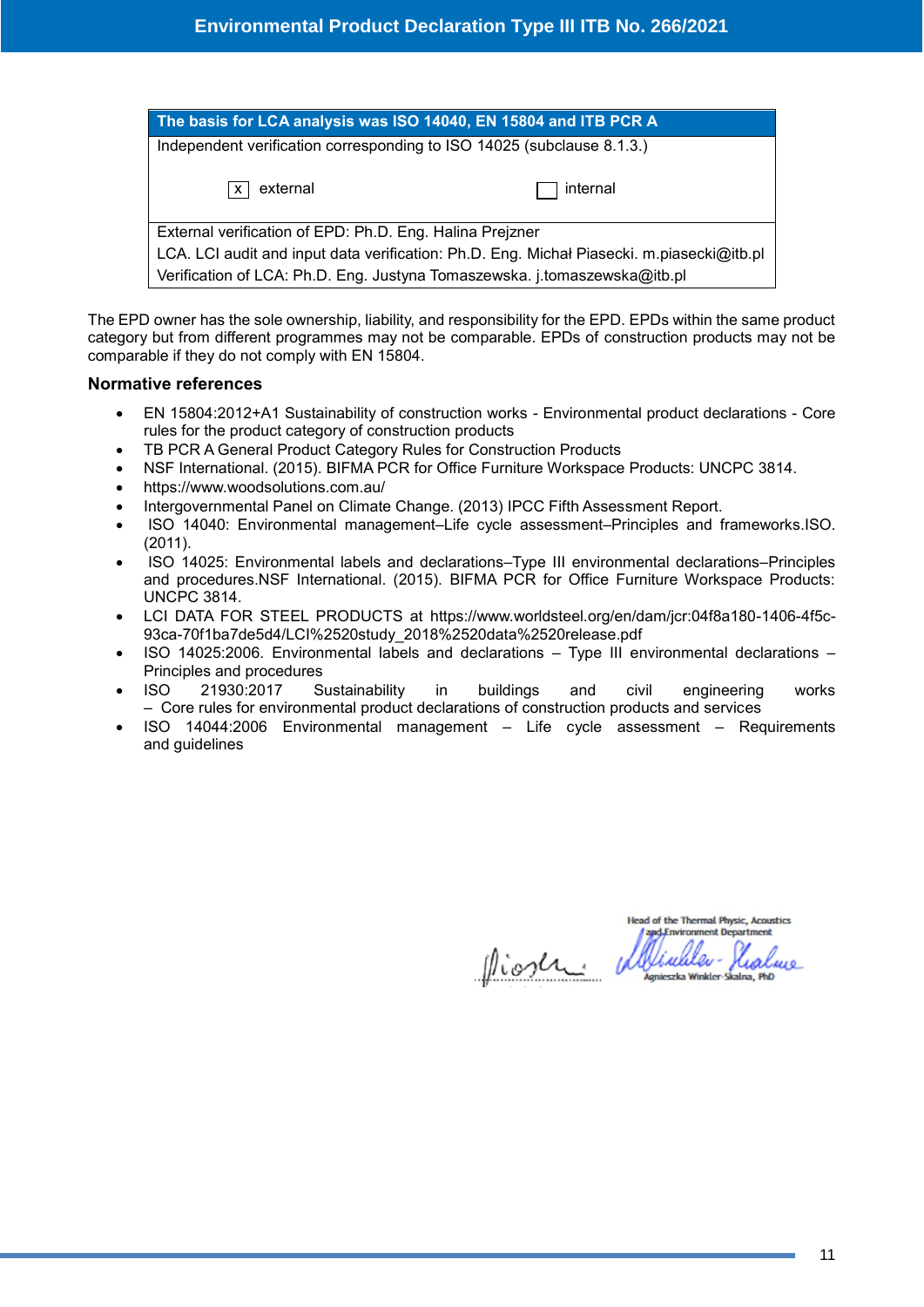| The basis for LCA analysis was ISO 14040, EN 15804 and ITB PCR A | |
|---|---|
| Independent verification corresponding to ISO 14025 (subclause 8.1.3.) | |
| [x] external | [ ] internal |
| External verification of EPD: Ph.D. Eng. Halina Prejzner<br>LCA. LCI audit and input data verification: Ph.D. Eng. Michał Piasecki. m.piasecki@itb.pl<br>Verification of LCA: Ph.D. Eng. Justyna Tomaszewska. j.tomaszewska@itb.pl | |

The EPD owner has the sole ownership, liability, and responsibility for the EPD. EPDs within the same product category but from different programmes may not be comparable. EPDs of construction products may not be comparable if they do not comply with EN 15804.

## Normative references

- EN 15804:2012+A1 Sustainability of construction works - Environmental product declarations - Core rules for the product category of construction products
- TB PCR A General Product Category Rules for Construction Products
- NSF International. (2015). BIFMA PCR for Office Furniture Workspace Products: UNCPC 3814.
- https://www.woodsolutions.com.au/
- Intergovernmental Panel on Climate Change. (2013) IPCC Fifth Assessment Report.
- ISO 14040: Environmental management–Life cycle assessment–Principles and frameworks.ISO. (2011).
- ISO 14025: Environmental labels and declarations–Type III environmental declarations–Principles and procedures.NSF International. (2015). BIFMA PCR for Office Furniture Workspace Products: UNCPC 3814.
- LCI DATA FOR STEEL PRODUCTS at https://www.worldsteel.org/en/dam/jcr:04f8a180-1406-4f5c-93ca-70f1ba7de5d4/LCI%2520study_2018%2520data%2520release.pdf
- ISO 14025:2006. Environmental labels and declarations – Type III environmental declarations – Principles and procedures
- ISO 21930:2017 Sustainability in buildings and civil engineering works – Core rules for environmental product declarations of construction products and services
- ISO 14044:2006 Environmental management – Life cycle assessment – Requirements and guidelines

Head of the Thermal Physic, Acoustics and Environment Department

Agnieszka Winkler-Skalna, PhD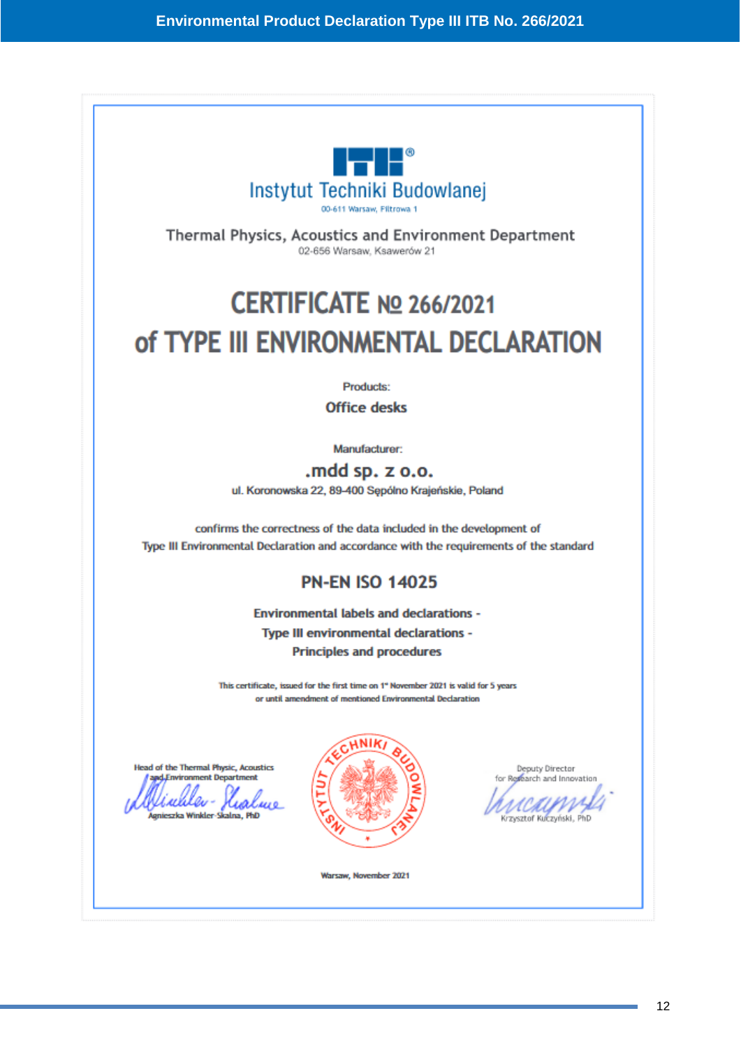Instytut Techniki Budowlanej

00-611 Warsaw, Filtrowa 1

Thermal Physics, Acoustics and Environment Department

02-656 Warsaw, Ksawerów 21

# CERTIFICATE № 266/2021
# of TYPE III ENVIRONMENTAL DECLARATION

Products:

**Office desks**

Manufacturer:

**.mdd sp. z o.o.**

ul. Koronowska 22, 89-400 Sępólno Krajeńskie, Poland

confirms the correctness of the data included in the development of
Type III Environmental Declaration and accordance with the requirements of the standard

## PN-EN ISO 14025

**Environmental labels and declarations -
Type III environmental declarations -
Principles and procedures**

This certificate, issued for the first time on 1st November 2021 is valid for 5 years
or until amendment of mentioned Environmental Declaration

Head of the Thermal Physic, Acoustics and Environment Department

Agnieszka Winkler-Skalna, PhD

INSTYTUT TECHNIKI BUDOWLANEJ

Deputy Director for Research and Innovation

Krzysztof Kuczyński, PhD

Warsaw, November 2021